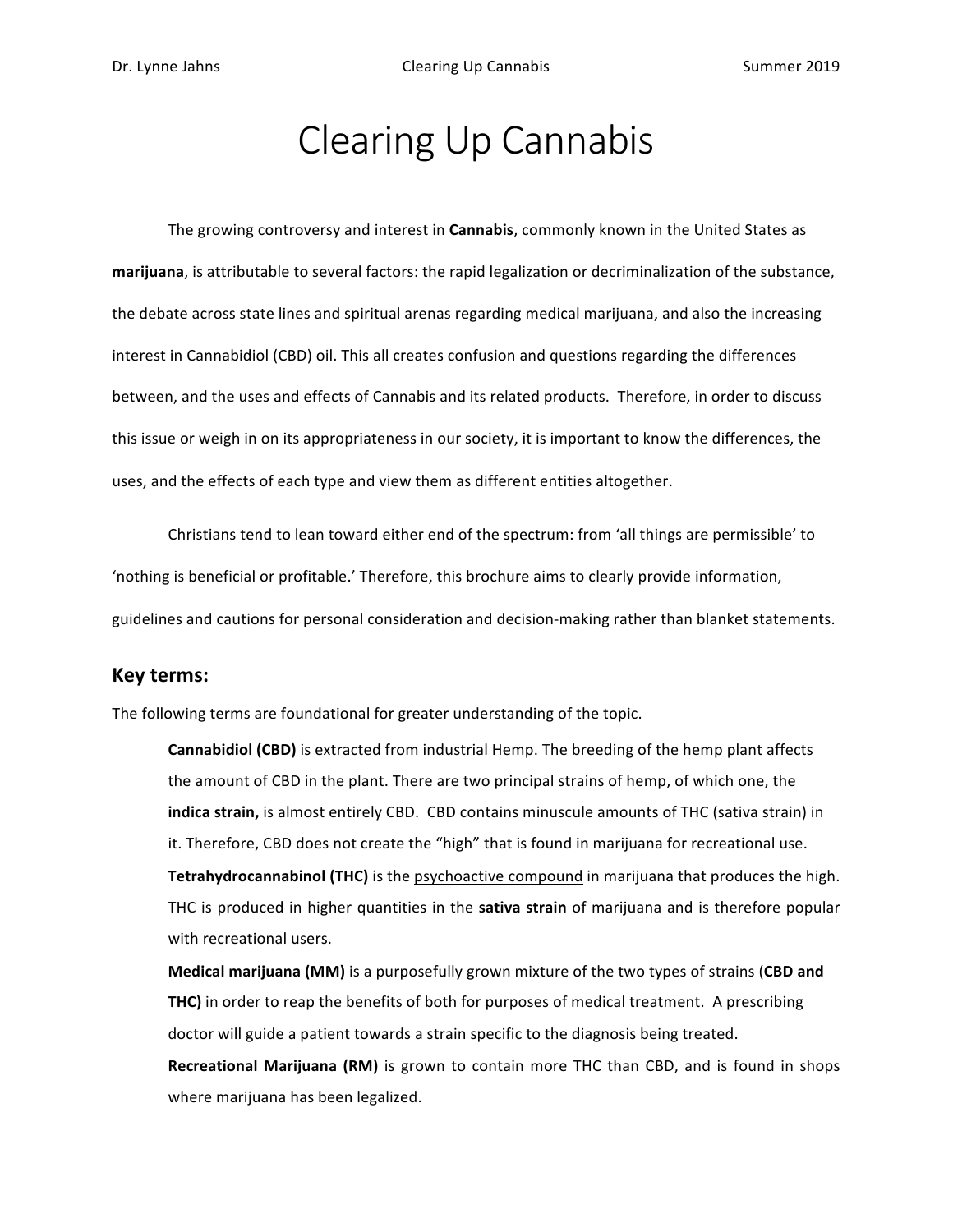# Clearing Up Cannabis

The growing controversy and interest in **Cannabis**, commonly known in the United States as **marijuana**, is attributable to several factors: the rapid legalization or decriminalization of the substance, the debate across state lines and spiritual arenas regarding medical marijuana, and also the increasing interest in Cannabidiol (CBD) oil. This all creates confusion and questions regarding the differences between, and the uses and effects of Cannabis and its related products. Therefore, in order to discuss this issue or weigh in on its appropriateness in our society, it is important to know the differences, the uses, and the effects of each type and view them as different entities altogether.

Christians tend to lean toward either end of the spectrum: from 'all things are permissible' to 'nothing is beneficial or profitable.' Therefore, this brochure aims to clearly provide information, guidelines and cautions for personal consideration and decision-making rather than blanket statements.

## Key terms:

The following terms are foundational for greater understanding of the topic.

**Cannabidiol (CBD)** is extracted from industrial Hemp. The breeding of the hemp plant affects the amount of CBD in the plant. There are two principal strains of hemp, of which one, the **indica strain,** is almost entirely CBD. CBD contains minuscule amounts of THC (sativa strain) in it. Therefore, CBD does not create the "high" that is found in marijuana for recreational use.

**Tetrahydrocannabinol (THC)** is the psychoactive compound in marijuana that produces the high. THC is produced in higher quantities in the **sativa strain** of marijuana and is therefore popular with recreational users.

**Medical marijuana (MM)** is a purposefully grown mixture of the two types of strains (**CBD and THC)** in order to reap the benefits of both for purposes of medical treatment. A prescribing doctor will guide a patient towards a strain specific to the diagnosis being treated.

**Recreational Marijuana (RM)** is grown to contain more THC than CBD, and is found in shops where marijuana has been legalized.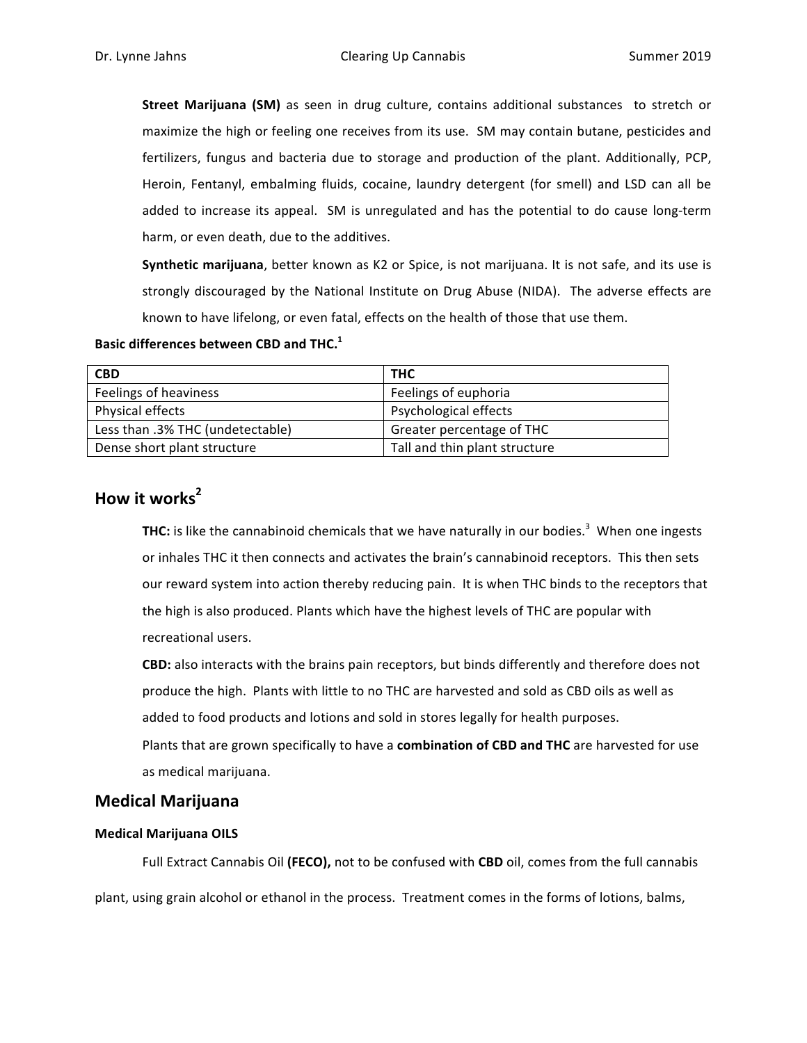**Street Marijuana (SM)** as seen in drug culture, contains additional substances to stretch or maximize the high or feeling one receives from its use. SM may contain butane, pesticides and fertilizers, fungus and bacteria due to storage and production of the plant. Additionally, PCP, Heroin, Fentanyl, embalming fluids, cocaine, laundry detergent (for smell) and LSD can all be added to increase its appeal. SM is unregulated and has the potential to do cause long-term harm, or even death, due to the additives.

**Synthetic marijuana**, better known as K2 or Spice, is not marijuana. It is not safe, and its use is strongly discouraged by the National Institute on Drug Abuse (NIDA). The adverse effects are known to have lifelong, or even fatal, effects on the health of those that use them.

**Basic differences between CBD and THC.**[1]

| CBD | THC |
|---|---|
| Feelings of heaviness | Feelings of euphoria |
| Physical effects | Psychological effects |
| Less than .3% THC (undetectable) | Greater percentage of THC |
| Dense short plant structure | Tall and thin plant structure |

## How it works[2]

**THC:** is like the cannabinoid chemicals that we have naturally in our bodies.[3] When one ingests or inhales THC it then connects and activates the brain's cannabinoid receptors. This then sets our reward system into action thereby reducing pain. It is when THC binds to the receptors that the high is also produced. Plants which have the highest levels of THC are popular with recreational users.

**CBD:** also interacts with the brains pain receptors, but binds differently and therefore does not produce the high. Plants with little to no THC are harvested and sold as CBD oils as well as added to food products and lotions and sold in stores legally for health purposes.

Plants that are grown specifically to have a **combination of CBD and THC** are harvested for use as medical marijuana.

## Medical Marijuana

### Medical Marijuana OILS

Full Extract Cannabis Oil **(FECO),** not to be confused with **CBD** oil, comes from the full cannabis plant, using grain alcohol or ethanol in the process. Treatment comes in the forms of lotions, balms,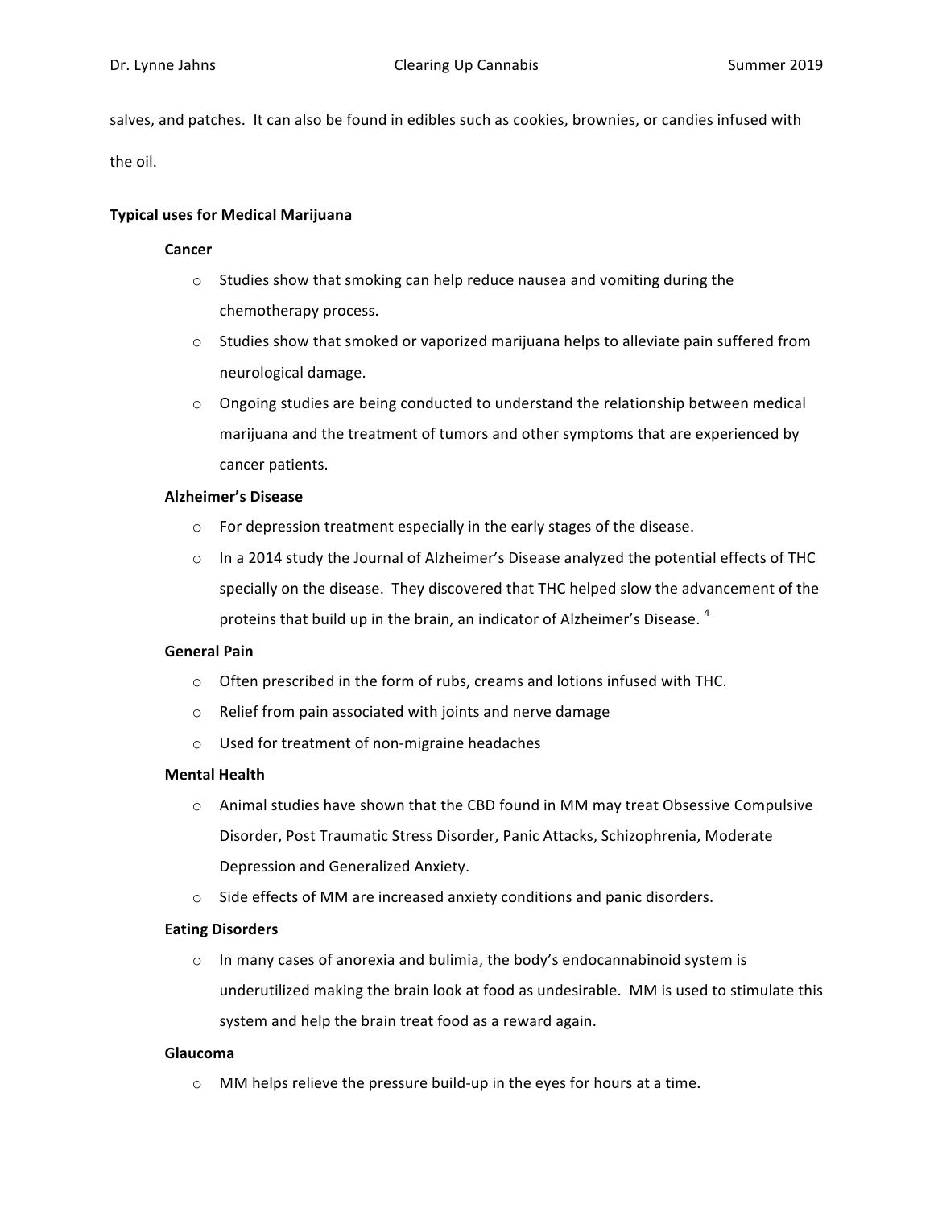salves, and patches. It can also be found in edibles such as cookies, brownies, or candies infused with the oil.

**Typical uses for Medical Marijuana**

**Cancer**

- Studies show that smoking can help reduce nausea and vomiting during the chemotherapy process.
- Studies show that smoked or vaporized marijuana helps to alleviate pain suffered from neurological damage.
- Ongoing studies are being conducted to understand the relationship between medical marijuana and the treatment of tumors and other symptoms that are experienced by cancer patients.

**Alzheimer's Disease**

- For depression treatment especially in the early stages of the disease.
- In a 2014 study the Journal of Alzheimer's Disease analyzed the potential effects of THC specially on the disease. They discovered that THC helped slow the advancement of the proteins that build up in the brain, an indicator of Alzheimer's Disease. [4]

**General Pain**

- Often prescribed in the form of rubs, creams and lotions infused with THC.
- Relief from pain associated with joints and nerve damage
- Used for treatment of non-migraine headaches

**Mental Health**

- Animal studies have shown that the CBD found in MM may treat Obsessive Compulsive Disorder, Post Traumatic Stress Disorder, Panic Attacks, Schizophrenia, Moderate Depression and Generalized Anxiety.
- Side effects of MM are increased anxiety conditions and panic disorders.

**Eating Disorders**

- In many cases of anorexia and bulimia, the body's endocannabinoid system is underutilized making the brain look at food as undesirable. MM is used to stimulate this system and help the brain treat food as a reward again.

**Glaucoma**

- MM helps relieve the pressure build-up in the eyes for hours at a time.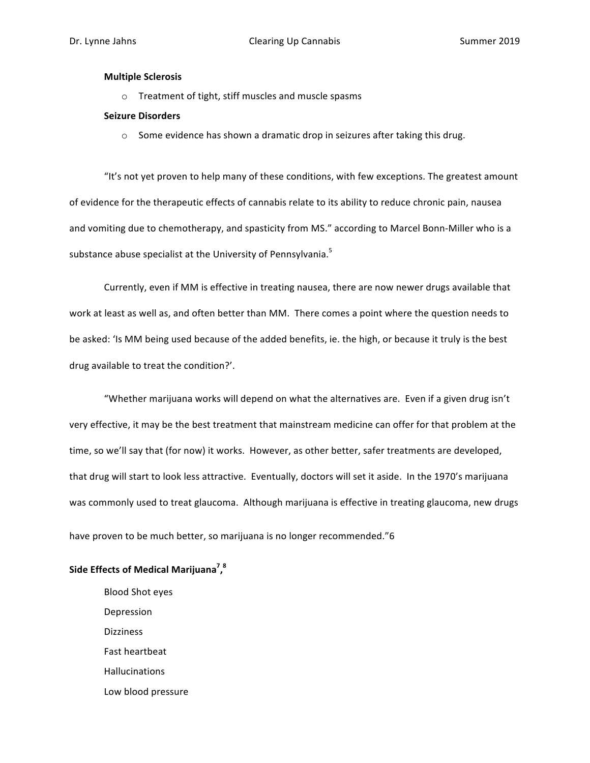**Multiple Sclerosis**

- Treatment of tight, stiff muscles and muscle spasms

**Seizure Disorders**

- Some evidence has shown a dramatic drop in seizures after taking this drug.

"It's not yet proven to help many of these conditions, with few exceptions. The greatest amount of evidence for the therapeutic effects of cannabis relate to its ability to reduce chronic pain, nausea and vomiting due to chemotherapy, and spasticity from MS." according to Marcel Bonn-Miller who is a substance abuse specialist at the University of Pennsylvania.[5]

Currently, even if MM is effective in treating nausea, there are now newer drugs available that work at least as well as, and often better than MM. There comes a point where the question needs to be asked: 'Is MM being used because of the added benefits, ie. the high, or because it truly is the best drug available to treat the condition?'.

"Whether marijuana works will depend on what the alternatives are. Even if a given drug isn't very effective, it may be the best treatment that mainstream medicine can offer for that problem at the time, so we'll say that (for now) it works. However, as other better, safer treatments are developed, that drug will start to look less attractive. Eventually, doctors will set it aside. In the 1970's marijuana was commonly used to treat glaucoma. Although marijuana is effective in treating glaucoma, new drugs have proven to be much better, so marijuana is no longer recommended."6

**Side Effects of Medical Marijuana[7],[8]**

Blood Shot eyes
Depression
Dizziness
Fast heartbeat
Hallucinations
Low blood pressure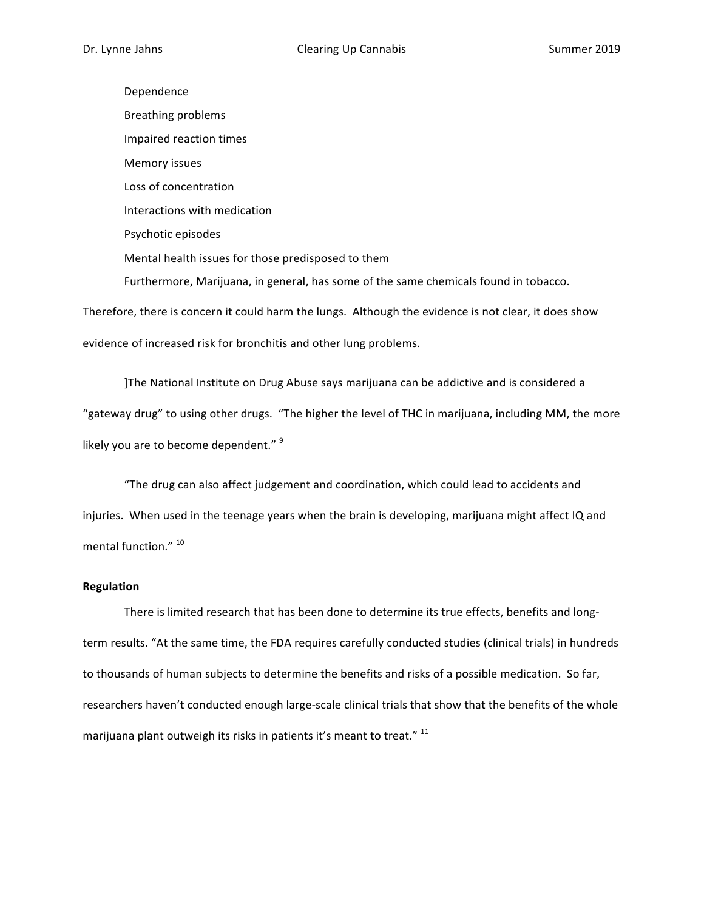- Dependence
- Breathing problems
- Impaired reaction times
- Memory issues
- Loss of concentration
- Interactions with medication
- Psychotic episodes
- Mental health issues for those predisposed to them

Furthermore, Marijuana, in general, has some of the same chemicals found in tobacco. Therefore, there is concern it could harm the lungs. Although the evidence is not clear, it does show evidence of increased risk for bronchitis and other lung problems.

]The National Institute on Drug Abuse says marijuana can be addictive and is considered a "gateway drug" to using other drugs. "The higher the level of THC in marijuana, including MM, the more likely you are to become dependent." [9]

"The drug can also affect judgement and coordination, which could lead to accidents and injuries. When used in the teenage years when the brain is developing, marijuana might affect IQ and mental function." [10]

**Regulation**

There is limited research that has been done to determine its true effects, benefits and long-term results. "At the same time, the FDA requires carefully conducted studies (clinical trials) in hundreds to thousands of human subjects to determine the benefits and risks of a possible medication. So far, researchers haven't conducted enough large-scale clinical trials that show that the benefits of the whole marijuana plant outweigh its risks in patients it's meant to treat." [11]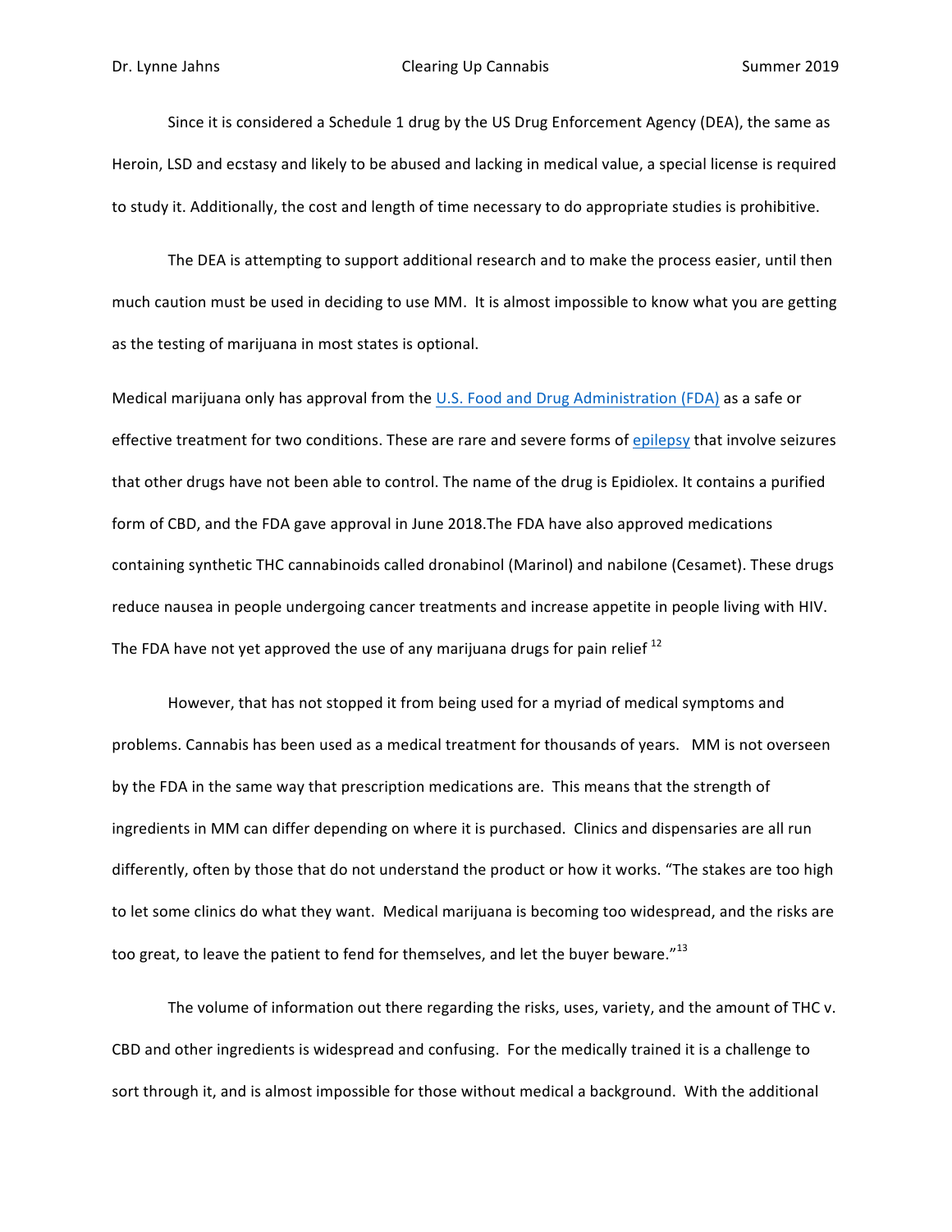Since it is considered a Schedule 1 drug by the US Drug Enforcement Agency (DEA), the same as Heroin, LSD and ecstasy and likely to be abused and lacking in medical value, a special license is required to study it. Additionally, the cost and length of time necessary to do appropriate studies is prohibitive.

The DEA is attempting to support additional research and to make the process easier, until then much caution must be used in deciding to use MM. It is almost impossible to know what you are getting as the testing of marijuana in most states is optional.

Medical marijuana only has approval from the U.S. Food and Drug Administration (FDA) as a safe or effective treatment for two conditions. These are rare and severe forms of epilepsy that involve seizures that other drugs have not been able to control. The name of the drug is Epidiolex. It contains a purified form of CBD, and the FDA gave approval in June 2018.The FDA have also approved medications containing synthetic THC cannabinoids called dronabinol (Marinol) and nabilone (Cesamet). These drugs reduce nausea in people undergoing cancer treatments and increase appetite in people living with HIV. The FDA have not yet approved the use of any marijuana drugs for pain relief [12]

However, that has not stopped it from being used for a myriad of medical symptoms and problems. Cannabis has been used as a medical treatment for thousands of years. MM is not overseen by the FDA in the same way that prescription medications are. This means that the strength of ingredients in MM can differ depending on where it is purchased. Clinics and dispensaries are all run differently, often by those that do not understand the product or how it works. "The stakes are too high to let some clinics do what they want. Medical marijuana is becoming too widespread, and the risks are too great, to leave the patient to fend for themselves, and let the buyer beware."[13]

The volume of information out there regarding the risks, uses, variety, and the amount of THC v. CBD and other ingredients is widespread and confusing. For the medically trained it is a challenge to sort through it, and is almost impossible for those without medical a background. With the additional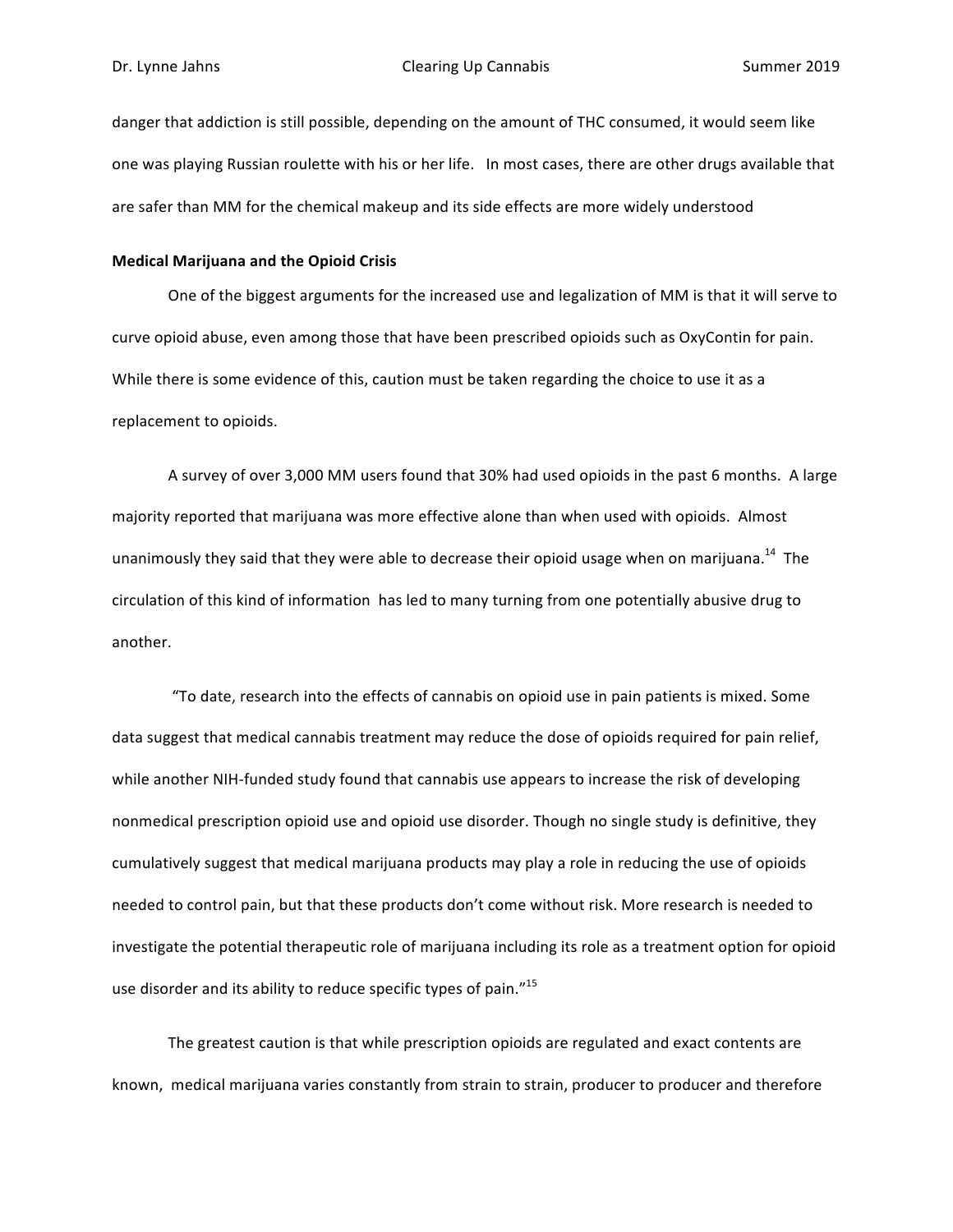danger that addiction is still possible, depending on the amount of THC consumed, it would seem like one was playing Russian roulette with his or her life. In most cases, there are other drugs available that are safer than MM for the chemical makeup and its side effects are more widely understood

**Medical Marijuana and the Opioid Crisis**

One of the biggest arguments for the increased use and legalization of MM is that it will serve to curve opioid abuse, even among those that have been prescribed opioids such as OxyContin for pain. While there is some evidence of this, caution must be taken regarding the choice to use it as a replacement to opioids.

A survey of over 3,000 MM users found that 30% had used opioids in the past 6 months. A large majority reported that marijuana was more effective alone than when used with opioids. Almost unanimously they said that they were able to decrease their opioid usage when on marijuana.[14] The circulation of this kind of information has led to many turning from one potentially abusive drug to another.

"To date, research into the effects of cannabis on opioid use in pain patients is mixed. Some data suggest that medical cannabis treatment may reduce the dose of opioids required for pain relief, while another NIH-funded study found that cannabis use appears to increase the risk of developing nonmedical prescription opioid use and opioid use disorder. Though no single study is definitive, they cumulatively suggest that medical marijuana products may play a role in reducing the use of opioids needed to control pain, but that these products don't come without risk. More research is needed to investigate the potential therapeutic role of marijuana including its role as a treatment option for opioid use disorder and its ability to reduce specific types of pain."[15]

The greatest caution is that while prescription opioids are regulated and exact contents are known, medical marijuana varies constantly from strain to strain, producer to producer and therefore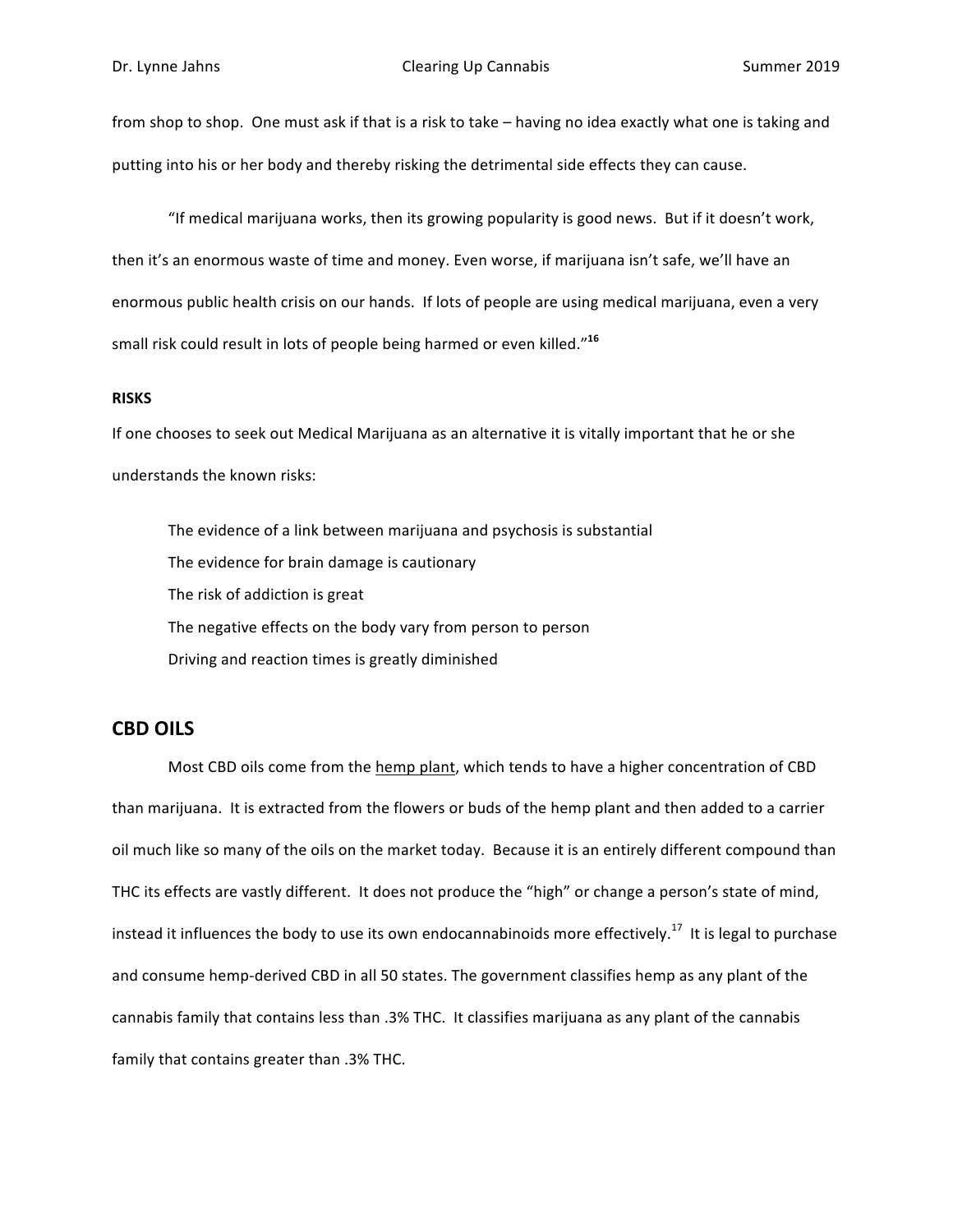from shop to shop. One must ask if that is a risk to take – having no idea exactly what one is taking and putting into his or her body and thereby risking the detrimental side effects they can cause.

"If medical marijuana works, then its growing popularity is good news. But if it doesn't work, then it's an enormous waste of time and money. Even worse, if marijuana isn't safe, we'll have an enormous public health crisis on our hands. If lots of people are using medical marijuana, even a very small risk could result in lots of people being harmed or even killed."[16]

**RISKS**

If one chooses to seek out Medical Marijuana as an alternative it is vitally important that he or she understands the known risks:

The evidence of a link between marijuana and psychosis is substantial
The evidence for brain damage is cautionary
The risk of addiction is great
The negative effects on the body vary from person to person
Driving and reaction times is greatly diminished

## CBD OILS

Most CBD oils come from the hemp plant, which tends to have a higher concentration of CBD than marijuana. It is extracted from the flowers or buds of the hemp plant and then added to a carrier oil much like so many of the oils on the market today. Because it is an entirely different compound than THC its effects are vastly different. It does not produce the "high" or change a person's state of mind, instead it influences the body to use its own endocannabinoids more effectively.[17] It is legal to purchase and consume hemp-derived CBD in all 50 states. The government classifies hemp as any plant of the cannabis family that contains less than .3% THC. It classifies marijuana as any plant of the cannabis family that contains greater than .3% THC.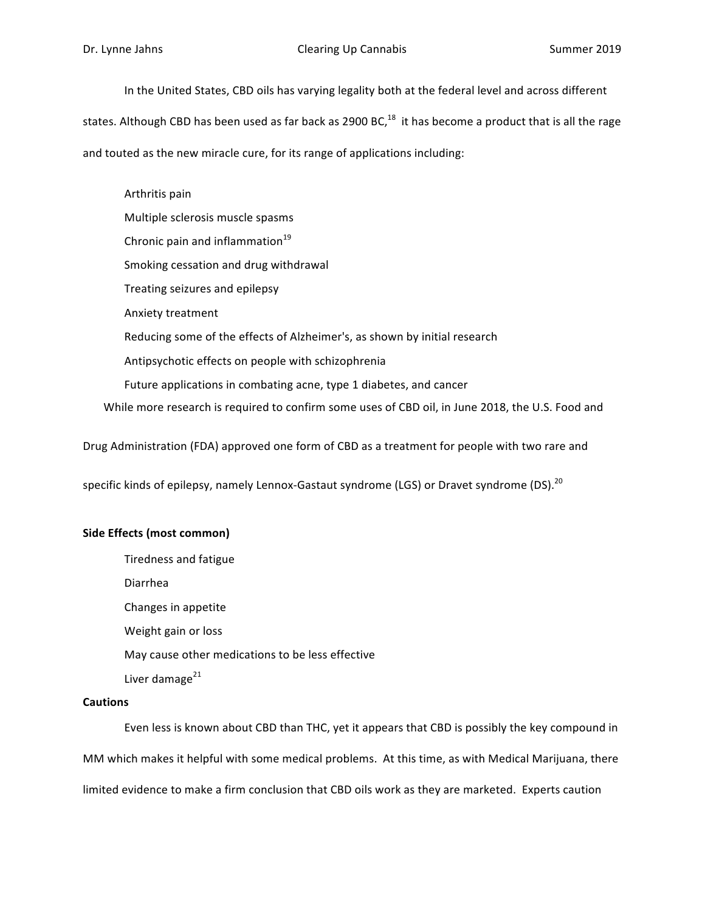In the United States, CBD oils has varying legality both at the federal level and across different states. Although CBD has been used as far back as 2900 BC,[18] it has become a product that is all the rage and touted as the new miracle cure, for its range of applications including:

- Arthritis pain
- Multiple sclerosis muscle spasms
- Chronic pain and inflammation[19]
- Smoking cessation and drug withdrawal
- Treating seizures and epilepsy
- Anxiety treatment
- Reducing some of the effects of Alzheimer's, as shown by initial research
- Antipsychotic effects on people with schizophrenia
- Future applications in combating acne, type 1 diabetes, and cancer

While more research is required to confirm some uses of CBD oil, in June 2018, the U.S. Food and Drug Administration (FDA) approved one form of CBD as a treatment for people with two rare and specific kinds of epilepsy, namely Lennox-Gastaut syndrome (LGS) or Dravet syndrome (DS).[20]

**Side Effects (most common)**

- Tiredness and fatigue
- Diarrhea
- Changes in appetite
- Weight gain or loss
- May cause other medications to be less effective
- Liver damage[21]

**Cautions**

Even less is known about CBD than THC, yet it appears that CBD is possibly the key compound in MM which makes it helpful with some medical problems. At this time, as with Medical Marijuana, there limited evidence to make a firm conclusion that CBD oils work as they are marketed. Experts caution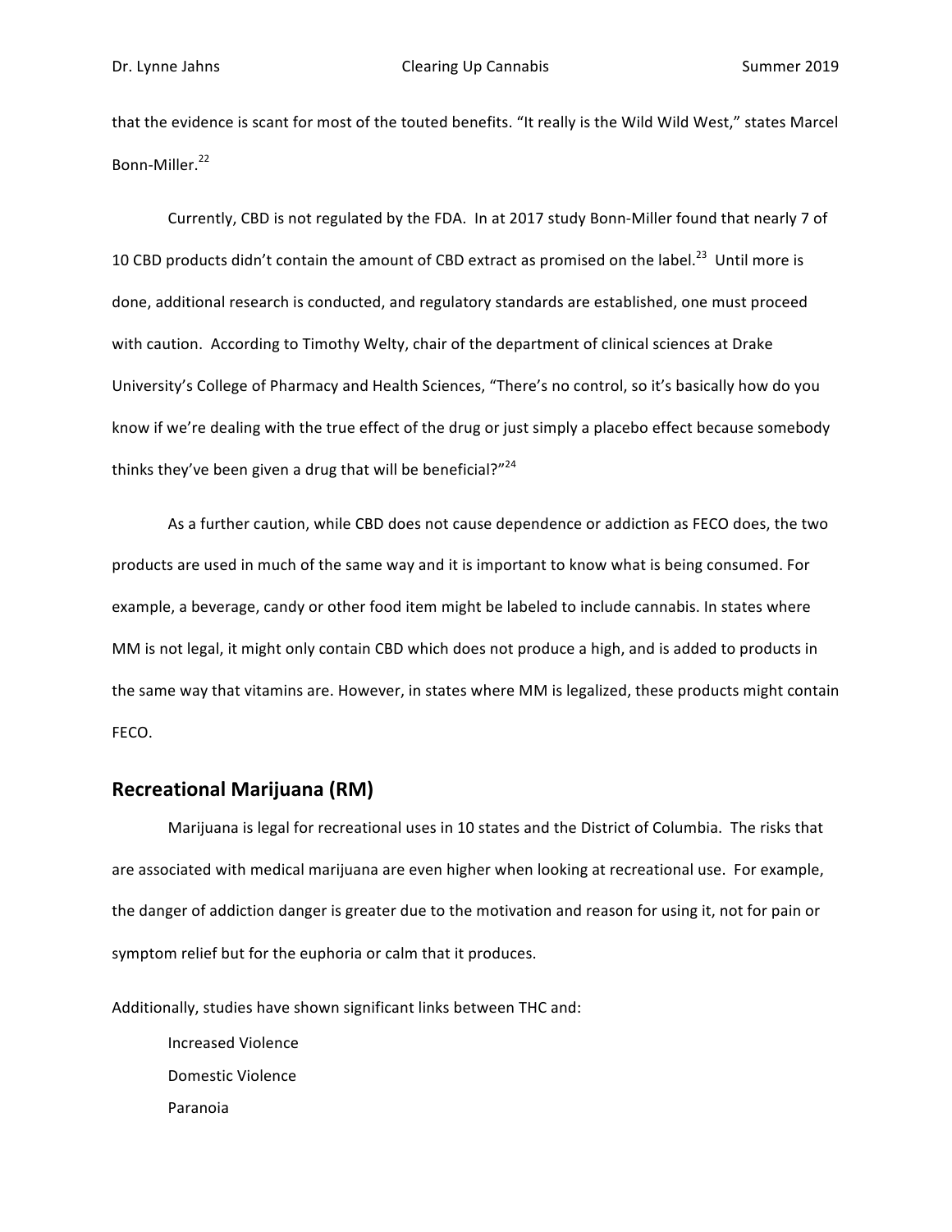that the evidence is scant for most of the touted benefits. "It really is the Wild Wild West," states Marcel Bonn-Miller.[22]

Currently, CBD is not regulated by the FDA. In at 2017 study Bonn-Miller found that nearly 7 of 10 CBD products didn't contain the amount of CBD extract as promised on the label.[23] Until more is done, additional research is conducted, and regulatory standards are established, one must proceed with caution. According to Timothy Welty, chair of the department of clinical sciences at Drake University's College of Pharmacy and Health Sciences, "There's no control, so it's basically how do you know if we're dealing with the true effect of the drug or just simply a placebo effect because somebody thinks they've been given a drug that will be beneficial?"[24]

As a further caution, while CBD does not cause dependence or addiction as FECO does, the two products are used in much of the same way and it is important to know what is being consumed. For example, a beverage, candy or other food item might be labeled to include cannabis. In states where MM is not legal, it might only contain CBD which does not produce a high, and is added to products in the same way that vitamins are. However, in states where MM is legalized, these products might contain FECO.

## Recreational Marijuana (RM)

Marijuana is legal for recreational uses in 10 states and the District of Columbia. The risks that are associated with medical marijuana are even higher when looking at recreational use. For example, the danger of addiction danger is greater due to the motivation and reason for using it, not for pain or symptom relief but for the euphoria or calm that it produces.

Additionally, studies have shown significant links between THC and:

- Increased Violence
- Domestic Violence
- Paranoia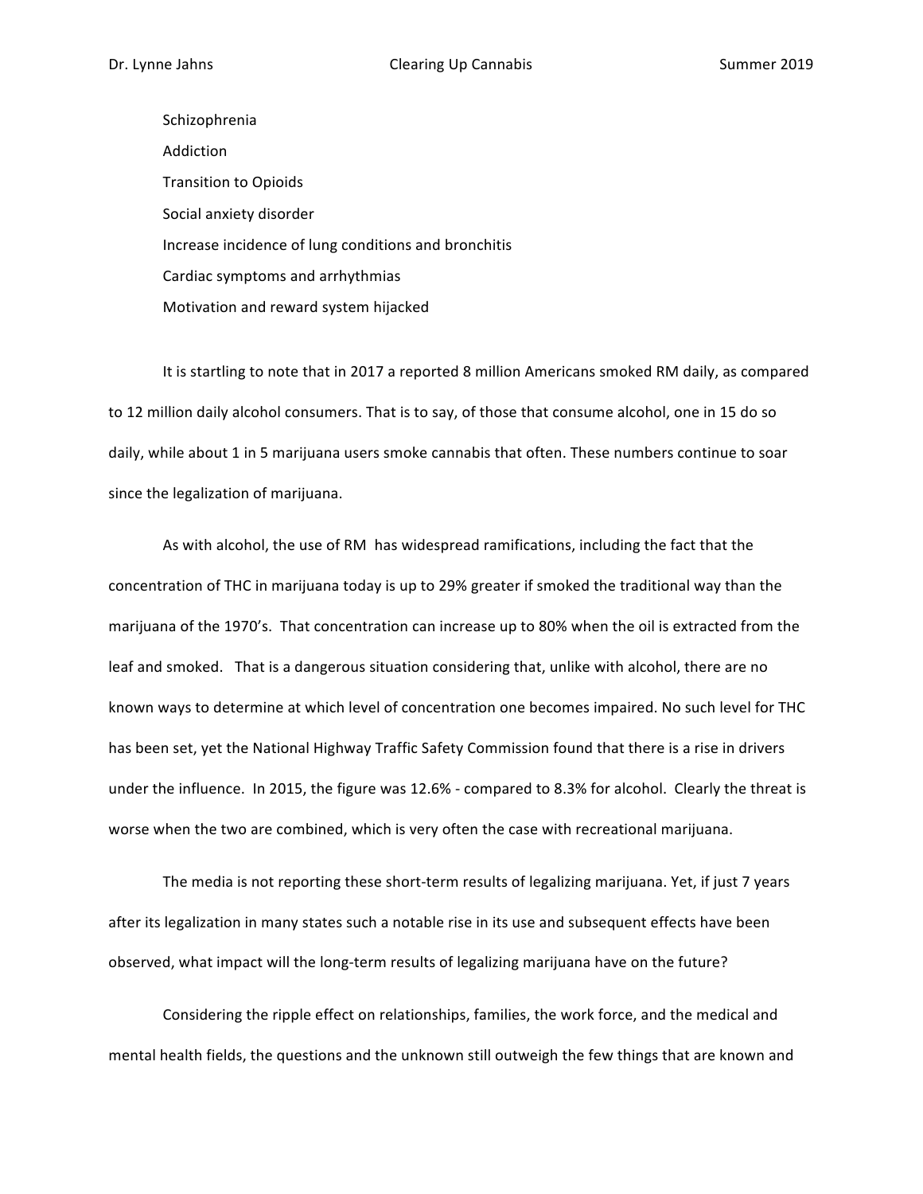Schizophrenia

Addiction

Transition to Opioids

Social anxiety disorder

Increase incidence of lung conditions and bronchitis

Cardiac symptoms and arrhythmias

Motivation and reward system hijacked

It is startling to note that in 2017 a reported 8 million Americans smoked RM daily, as compared to 12 million daily alcohol consumers. That is to say, of those that consume alcohol, one in 15 do so daily, while about 1 in 5 marijuana users smoke cannabis that often. These numbers continue to soar since the legalization of marijuana.

As with alcohol, the use of RM has widespread ramifications, including the fact that the concentration of THC in marijuana today is up to 29% greater if smoked the traditional way than the marijuana of the 1970's. That concentration can increase up to 80% when the oil is extracted from the leaf and smoked. That is a dangerous situation considering that, unlike with alcohol, there are no known ways to determine at which level of concentration one becomes impaired. No such level for THC has been set, yet the National Highway Traffic Safety Commission found that there is a rise in drivers under the influence. In 2015, the figure was 12.6% - compared to 8.3% for alcohol. Clearly the threat is worse when the two are combined, which is very often the case with recreational marijuana.

The media is not reporting these short-term results of legalizing marijuana. Yet, if just 7 years after its legalization in many states such a notable rise in its use and subsequent effects have been observed, what impact will the long-term results of legalizing marijuana have on the future?

Considering the ripple effect on relationships, families, the work force, and the medical and mental health fields, the questions and the unknown still outweigh the few things that are known and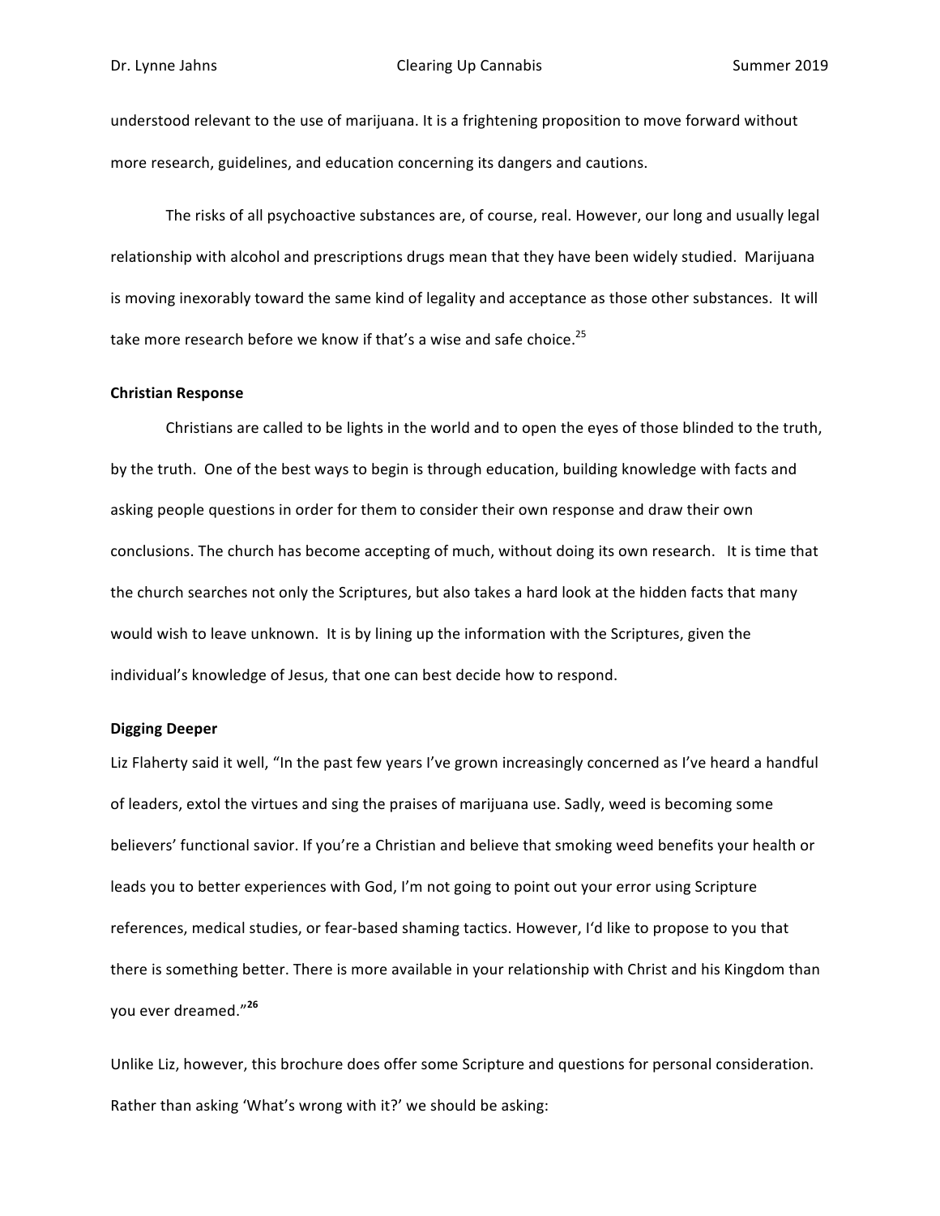understood relevant to the use of marijuana. It is a frightening proposition to move forward without more research, guidelines, and education concerning its dangers and cautions.

The risks of all psychoactive substances are, of course, real. However, our long and usually legal relationship with alcohol and prescriptions drugs mean that they have been widely studied. Marijuana is moving inexorably toward the same kind of legality and acceptance as those other substances. It will take more research before we know if that's a wise and safe choice.[25]

**Christian Response**

Christians are called to be lights in the world and to open the eyes of those blinded to the truth, by the truth. One of the best ways to begin is through education, building knowledge with facts and asking people questions in order for them to consider their own response and draw their own conclusions. The church has become accepting of much, without doing its own research. It is time that the church searches not only the Scriptures, but also takes a hard look at the hidden facts that many would wish to leave unknown. It is by lining up the information with the Scriptures, given the individual's knowledge of Jesus, that one can best decide how to respond.

**Digging Deeper**

Liz Flaherty said it well, "In the past few years I've grown increasingly concerned as I've heard a handful of leaders, extol the virtues and sing the praises of marijuana use. Sadly, weed is becoming some believers' functional savior. If you're a Christian and believe that smoking weed benefits your health or leads you to better experiences with God, I'm not going to point out your error using Scripture references, medical studies, or fear-based shaming tactics. However, I'd like to propose to you that there is something better. There is more available in your relationship with Christ and his Kingdom than you ever dreamed."[26]

Unlike Liz, however, this brochure does offer some Scripture and questions for personal consideration. Rather than asking 'What's wrong with it?' we should be asking: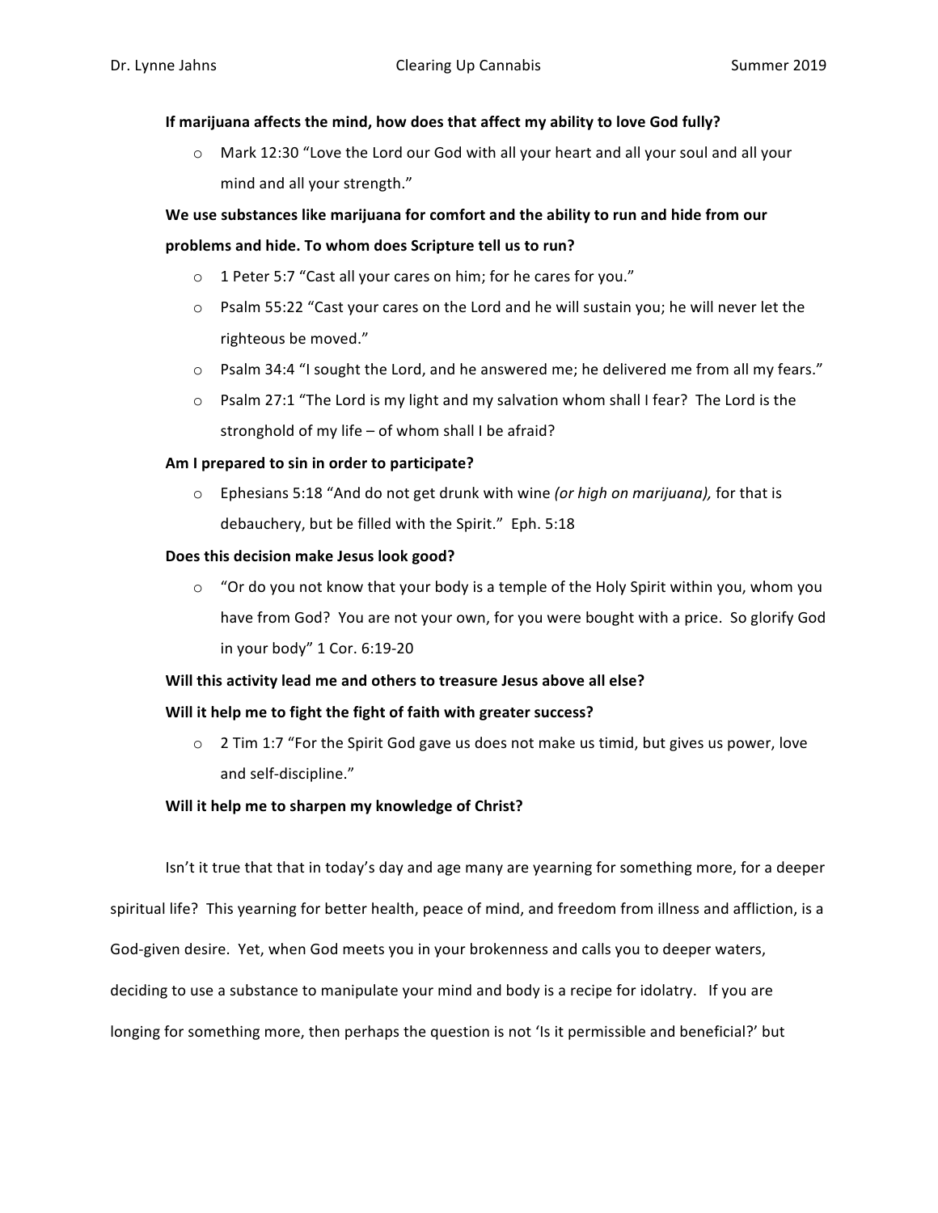**If marijuana affects the mind, how does that affect my ability to love God fully?**

- Mark 12:30 “Love the Lord our God with all your heart and all your soul and all your mind and all your strength.”

**We use substances like marijuana for comfort and the ability to run and hide from our problems and hide. To whom does Scripture tell us to run?**

- 1 Peter 5:7 “Cast all your cares on him; for he cares for you.”
- Psalm 55:22 “Cast your cares on the Lord and he will sustain you; he will never let the righteous be moved.”
- Psalm 34:4 “I sought the Lord, and he answered me; he delivered me from all my fears.”
- Psalm 27:1 “The Lord is my light and my salvation whom shall I fear? The Lord is the stronghold of my life – of whom shall I be afraid?

**Am I prepared to sin in order to participate?**

- Ephesians 5:18 “And do not get drunk with wine *(or high on marijuana),* for that is debauchery, but be filled with the Spirit.” Eph. 5:18

**Does this decision make Jesus look good?**

- “Or do you not know that your body is a temple of the Holy Spirit within you, whom you have from God? You are not your own, for you were bought with a price. So glorify God in your body” 1 Cor. 6:19-20

**Will this activity lead me and others to treasure Jesus above all else?**

**Will it help me to fight the fight of faith with greater success?**

- 2 Tim 1:7 “For the Spirit God gave us does not make us timid, but gives us power, love and self-discipline.”

**Will it help me to sharpen my knowledge of Christ?**

Isn’t it true that that in today’s day and age many are yearning for something more, for a deeper spiritual life? This yearning for better health, peace of mind, and freedom from illness and affliction, is a God-given desire. Yet, when God meets you in your brokenness and calls you to deeper waters, deciding to use a substance to manipulate your mind and body is a recipe for idolatry. If you are longing for something more, then perhaps the question is not ‘Is it permissible and beneficial?’ but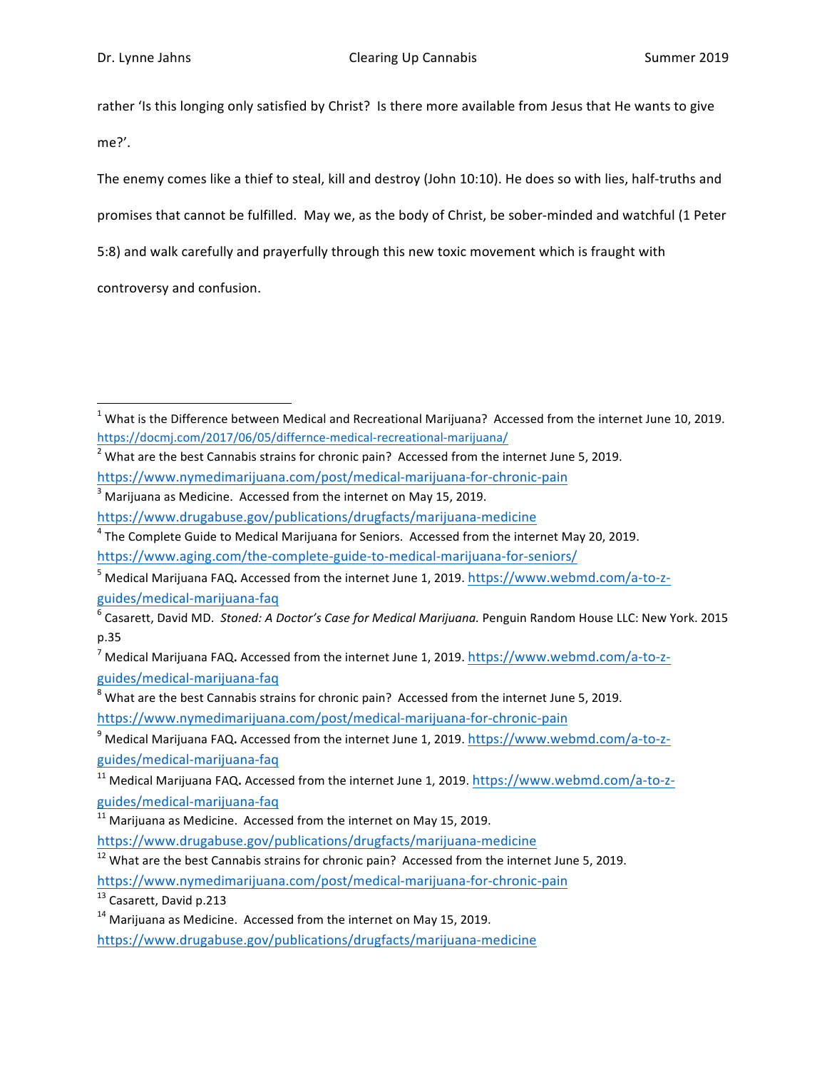rather 'Is this longing only satisfied by Christ? Is there more available from Jesus that He wants to give me?'.

The enemy comes like a thief to steal, kill and destroy (John 10:10). He does so with lies, half-truths and promises that cannot be fulfilled. May we, as the body of Christ, be sober-minded and watchful (1 Peter 5:8) and walk carefully and prayerfully through this new toxic movement which is fraught with controversy and confusion.

---

[1] What is the Difference between Medical and Recreational Marijuana? Accessed from the internet June 10, 2019. https://docmj.com/2017/06/05/differnce-medical-recreational-marijuana/

[2] What are the best Cannabis strains for chronic pain? Accessed from the internet June 5, 2019. https://www.nymedimarijuana.com/post/medical-marijuana-for-chronic-pain

[3] Marijuana as Medicine. Accessed from the internet on May 15, 2019. https://www.drugabuse.gov/publications/drugfacts/marijuana-medicine

[4] The Complete Guide to Medical Marijuana for Seniors. Accessed from the internet May 20, 2019. https://www.aging.com/the-complete-guide-to-medical-marijuana-for-seniors/

[5] Medical Marijuana FAQ**.** Accessed from the internet June 1, 2019. https://www.webmd.com/a-to-z-guides/medical-marijuana-faq

[6] Casarett, David MD. *Stoned: A Doctor's Case for Medical Marijuana.* Penguin Random House LLC: New York. 2015 p.35

[7] Medical Marijuana FAQ**.** Accessed from the internet June 1, 2019. https://www.webmd.com/a-to-z-guides/medical-marijuana-faq

[8] What are the best Cannabis strains for chronic pain? Accessed from the internet June 5, 2019. https://www.nymedimarijuana.com/post/medical-marijuana-for-chronic-pain

[9] Medical Marijuana FAQ**.** Accessed from the internet June 1, 2019. https://www.webmd.com/a-to-z-guides/medical-marijuana-faq

[11] Medical Marijuana FAQ**.** Accessed from the internet June 1, 2019. https://www.webmd.com/a-to-z-guides/medical-marijuana-faq

[11] Marijuana as Medicine. Accessed from the internet on May 15, 2019. https://www.drugabuse.gov/publications/drugfacts/marijuana-medicine

[12] What are the best Cannabis strains for chronic pain? Accessed from the internet June 5, 2019. https://www.nymedimarijuana.com/post/medical-marijuana-for-chronic-pain

[13] Casarett, David p.213

[14] Marijuana as Medicine. Accessed from the internet on May 15, 2019. https://www.drugabuse.gov/publications/drugfacts/marijuana-medicine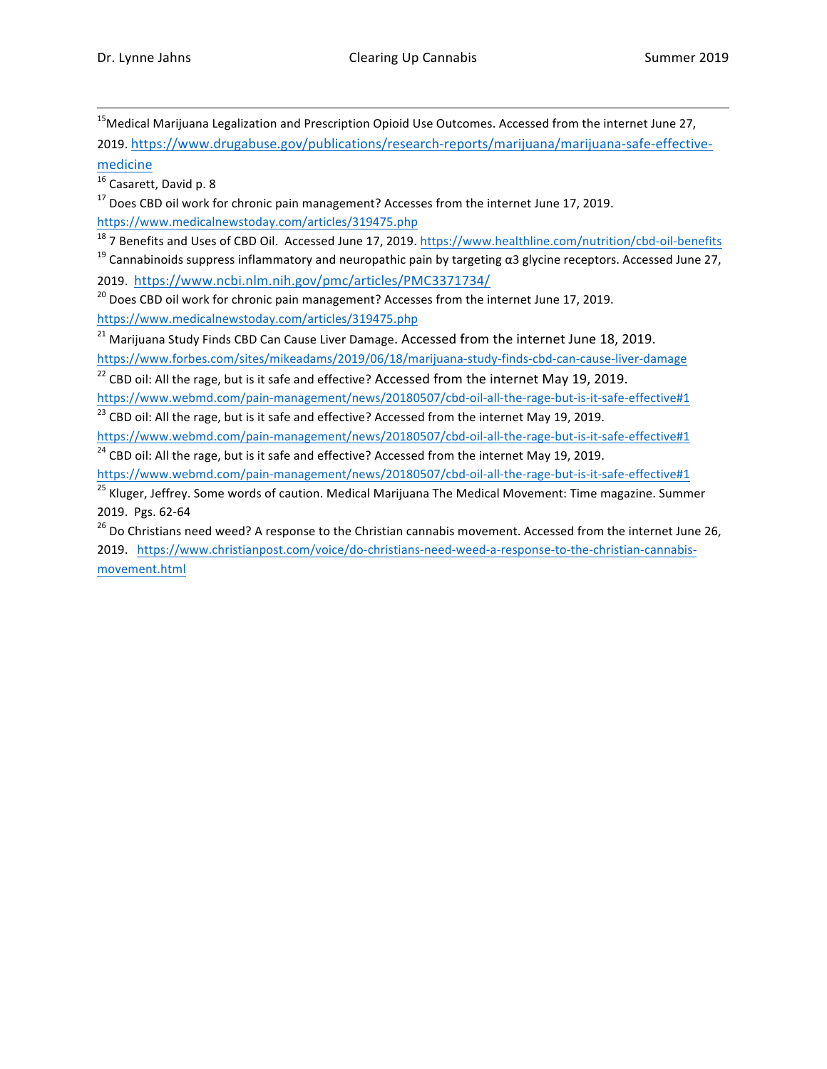[15]Medical Marijuana Legalization and Prescription Opioid Use Outcomes. Accessed from the internet June 27, 2019. https://www.drugabuse.gov/publications/research-reports/marijuana/marijuana-safe-effective-medicine

[16] Casarett, David p. 8

[17] Does CBD oil work for chronic pain management? Accesses from the internet June 17, 2019. https://www.medicalnewstoday.com/articles/319475.php

[18] 7 Benefits and Uses of CBD Oil. Accessed June 17, 2019. https://www.healthline.com/nutrition/cbd-oil-benefits

[19] Cannabinoids suppress inflammatory and neuropathic pain by targeting α3 glycine receptors. Accessed June 27, 2019. https://www.ncbi.nlm.nih.gov/pmc/articles/PMC3371734/

[20] Does CBD oil work for chronic pain management? Accesses from the internet June 17, 2019. https://www.medicalnewstoday.com/articles/319475.php

[21] Marijuana Study Finds CBD Can Cause Liver Damage. Accessed from the internet June 18, 2019. https://www.forbes.com/sites/mikeadams/2019/06/18/marijuana-study-finds-cbd-can-cause-liver-damage

[22] CBD oil: All the rage, but is it safe and effective? Accessed from the internet May 19, 2019. https://www.webmd.com/pain-management/news/20180507/cbd-oil-all-the-rage-but-is-it-safe-effective#1

[23] CBD oil: All the rage, but is it safe and effective? Accessed from the internet May 19, 2019. https://www.webmd.com/pain-management/news/20180507/cbd-oil-all-the-rage-but-is-it-safe-effective#1

[24] CBD oil: All the rage, but is it safe and effective? Accessed from the internet May 19, 2019. https://www.webmd.com/pain-management/news/20180507/cbd-oil-all-the-rage-but-is-it-safe-effective#1

[25] Kluger, Jeffrey. Some words of caution. Medical Marijuana The Medical Movement: Time magazine. Summer 2019. Pgs. 62-64

[26] Do Christians need weed? A response to the Christian cannabis movement. Accessed from the internet June 26, 2019. https://www.christianpost.com/voice/do-christians-need-weed-a-response-to-the-christian-cannabis-movement.html